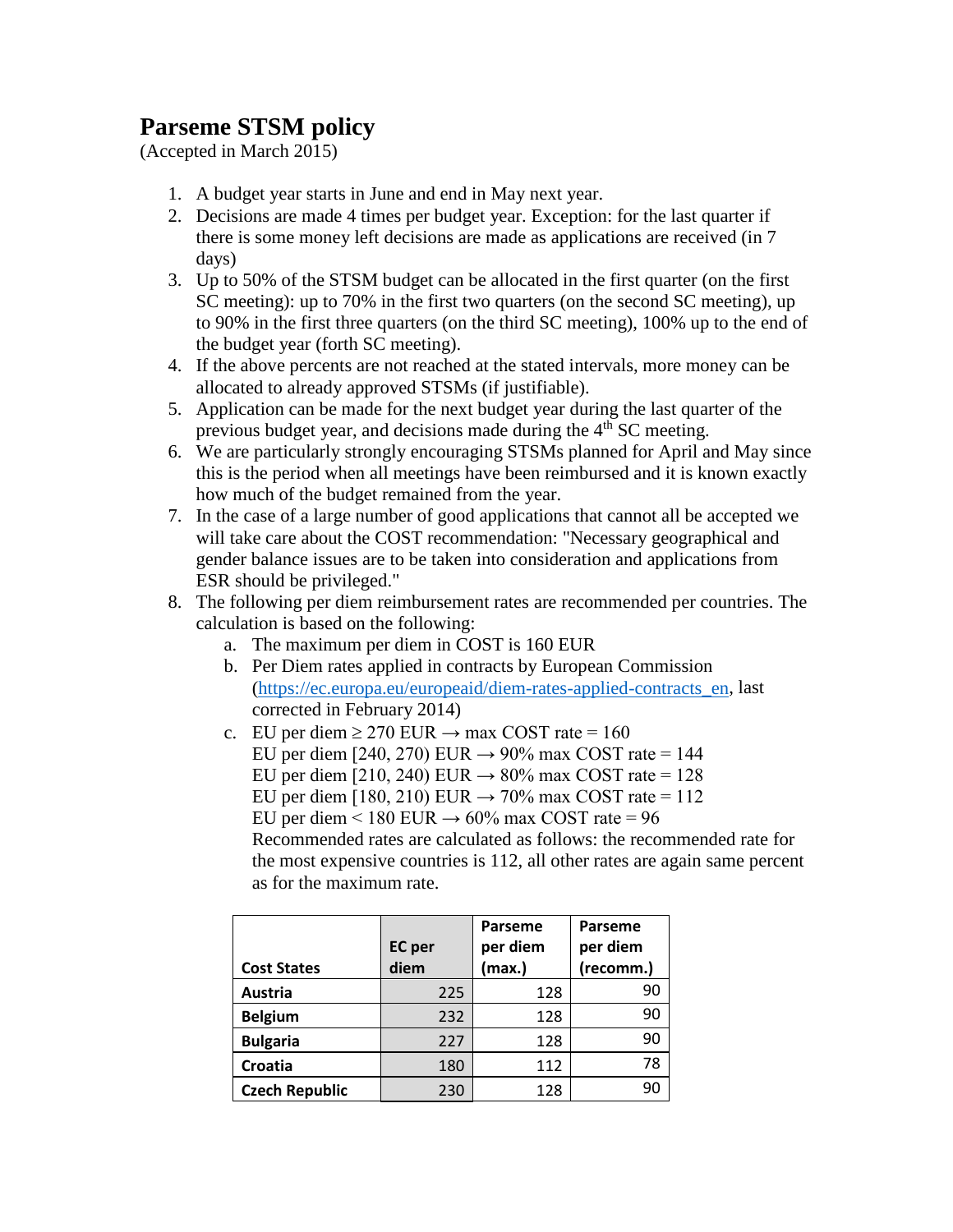# Parseme STSM policy

(Accepted in March 2015)

1. A budget year starts in June and end in May next year.
2. Decisions are made 4 times per budget year. Exception: for the last quarter if there is some money left decisions are made as applications are received (in 7 days)
3. Up to 50% of the STSM budget can be allocated in the first quarter (on the first SC meeting): up to 70% in the first two quarters (on the second SC meeting), up to 90% in the first three quarters (on the third SC meeting), 100% up to the end of the budget year (forth SC meeting).
4. If the above percents are not reached at the stated intervals, more money can be allocated to already approved STSMs (if justifiable).
5. Application can be made for the next budget year during the last quarter of the previous budget year, and decisions made during the 4th SC meeting.
6. We are particularly strongly encouraging STSMs planned for April and May since this is the period when all meetings have been reimbursed and it is known exactly how much of the budget remained from the year.
7. In the case of a large number of good applications that cannot all be accepted we will take care about the COST recommendation: "Necessary geographical and gender balance issues are to be taken into consideration and applications from ESR should be privileged."
8. The following per diem reimbursement rates are recommended per countries. The calculation is based on the following:
   a. The maximum per diem in COST is 160 EUR
   b. Per Diem rates applied in contracts by European Commission (https://ec.europa.eu/europeaid/diem-rates-applied-contracts_en, last corrected in February 2014)
   c. EU per diem ≥ 270 EUR → max COST rate = 160
      EU per diem [240, 270) EUR → 90% max COST rate = 144
      EU per diem [210, 240) EUR → 80% max COST rate = 128
      EU per diem [180, 210) EUR → 70% max COST rate = 112
      EU per diem < 180 EUR → 60% max COST rate = 96
      Recommended rates are calculated as follows: the recommended rate for the most expensive countries is 112, all other rates are again same percent as for the maximum rate.

| Cost States | EC per diem | Parseme per diem (max.) | Parseme per diem (recomm.) |
|---|---|---|---|
| Austria | 225 | 128 | 90 |
| Belgium | 232 | 128 | 90 |
| Bulgaria | 227 | 128 | 90 |
| Croatia | 180 | 112 | 78 |
| Czech Republic | 230 | 128 | 90 |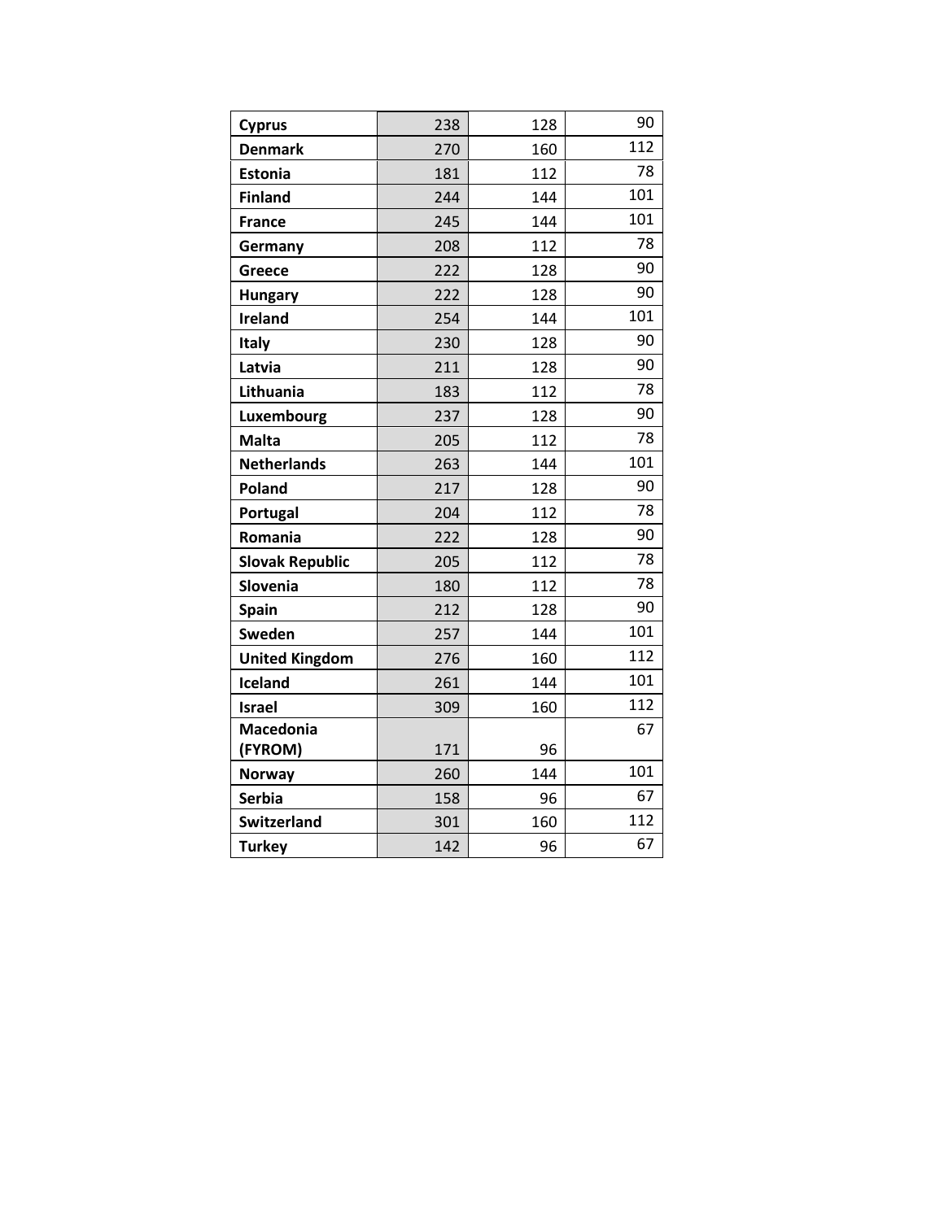| | | | |
|---|---|---|---|
| **Cyprus** | 238 | 128 | 90 |
| **Denmark** | 270 | 160 | 112 |
| **Estonia** | 181 | 112 | 78 |
| **Finland** | 244 | 144 | 101 |
| **France** | 245 | 144 | 101 |
| **Germany** | 208 | 112 | 78 |
| **Greece** | 222 | 128 | 90 |
| **Hungary** | 222 | 128 | 90 |
| **Ireland** | 254 | 144 | 101 |
| **Italy** | 230 | 128 | 90 |
| **Latvia** | 211 | 128 | 90 |
| **Lithuania** | 183 | 112 | 78 |
| **Luxembourg** | 237 | 128 | 90 |
| **Malta** | 205 | 112 | 78 |
| **Netherlands** | 263 | 144 | 101 |
| **Poland** | 217 | 128 | 90 |
| **Portugal** | 204 | 112 | 78 |
| **Romania** | 222 | 128 | 90 |
| **Slovak Republic** | 205 | 112 | 78 |
| **Slovenia** | 180 | 112 | 78 |
| **Spain** | 212 | 128 | 90 |
| **Sweden** | 257 | 144 | 101 |
| **United Kingdom** | 276 | 160 | 112 |
| **Iceland** | 261 | 144 | 101 |
| **Israel** | 309 | 160 | 112 |
| **Macedonia (FYROM)** | 171 | 96 | 67 |
| **Norway** | 260 | 144 | 101 |
| **Serbia** | 158 | 96 | 67 |
| **Switzerland** | 301 | 160 | 112 |
| **Turkey** | 142 | 96 | 67 |